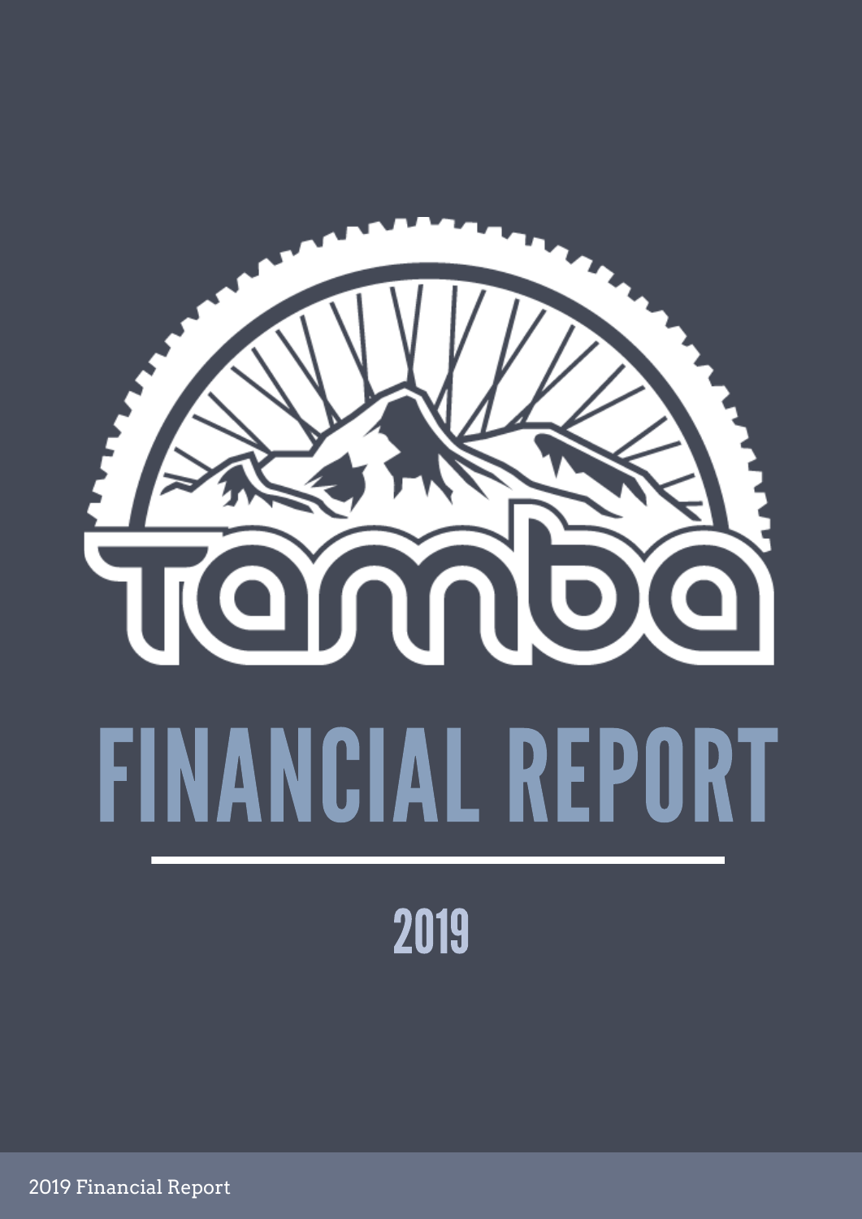# tamba

# FINANCIAL REPORT

## 2019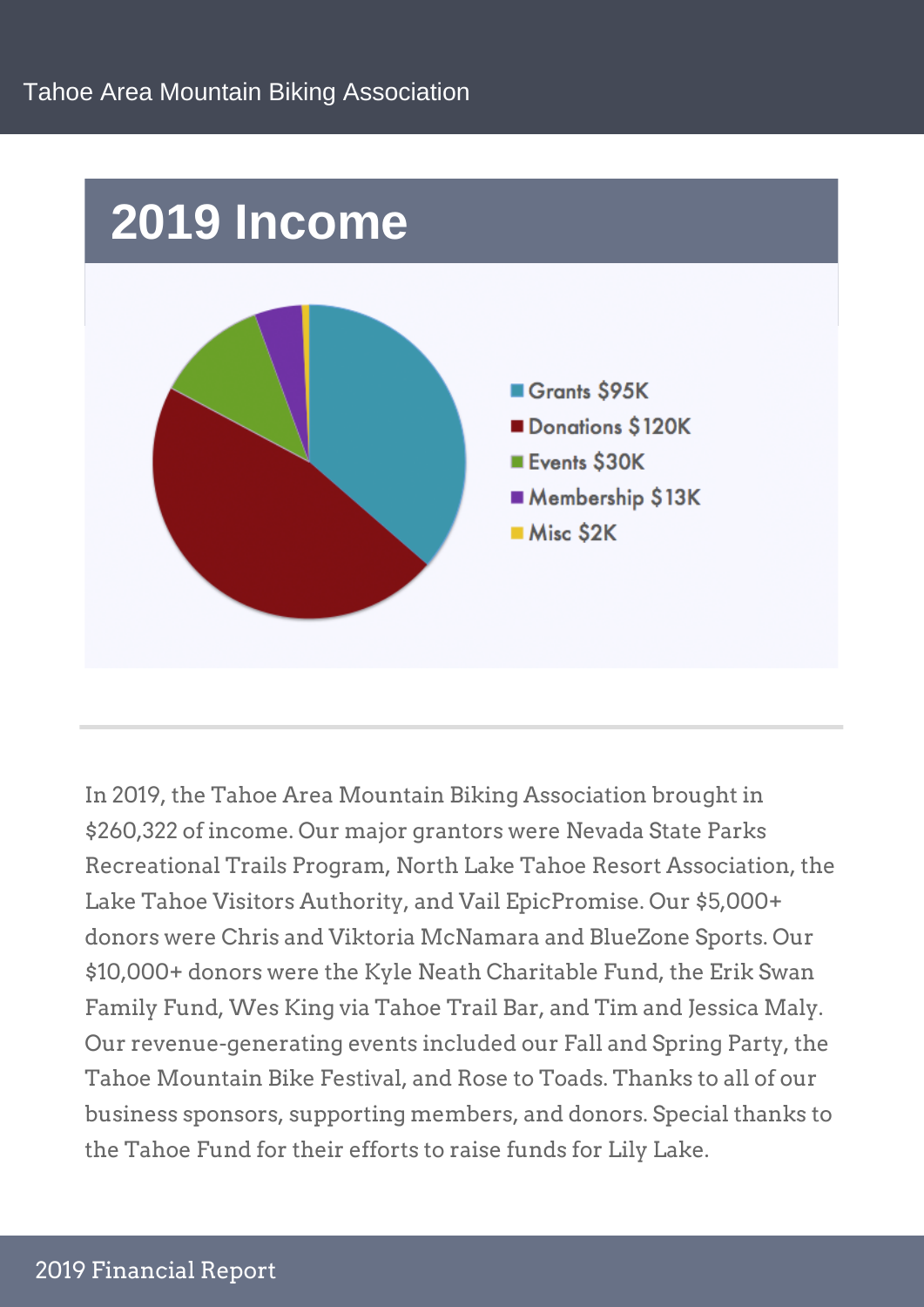# 2019 Income

- Grants $95K
- Donations $120K
- Events $30K
- Membership $13K
- Misc $2K

In 2019, the Tahoe Area Mountain Biking Association brought in $260,322 of income. Our major grantors were Nevada State Parks Recreational Trails Program, North Lake Tahoe Resort Association, the Lake Tahoe Visitors Authority, and Vail EpicPromise. Our $5,000+ donors were Chris and Viktoria McNamara and BlueZone Sports. Our $10,000+ donors were the Kyle Neath Charitable Fund, the Erik Swan Family Fund, Wes King via Tahoe Trail Bar, and Tim and Jessica Maly. Our revenue-generating events included our Fall and Spring Party, the Tahoe Mountain Bike Festival, and Rose to Toads. Thanks to all of our business sponsors, supporting members, and donors. Special thanks to the Tahoe Fund for their efforts to raise funds for Lily Lake.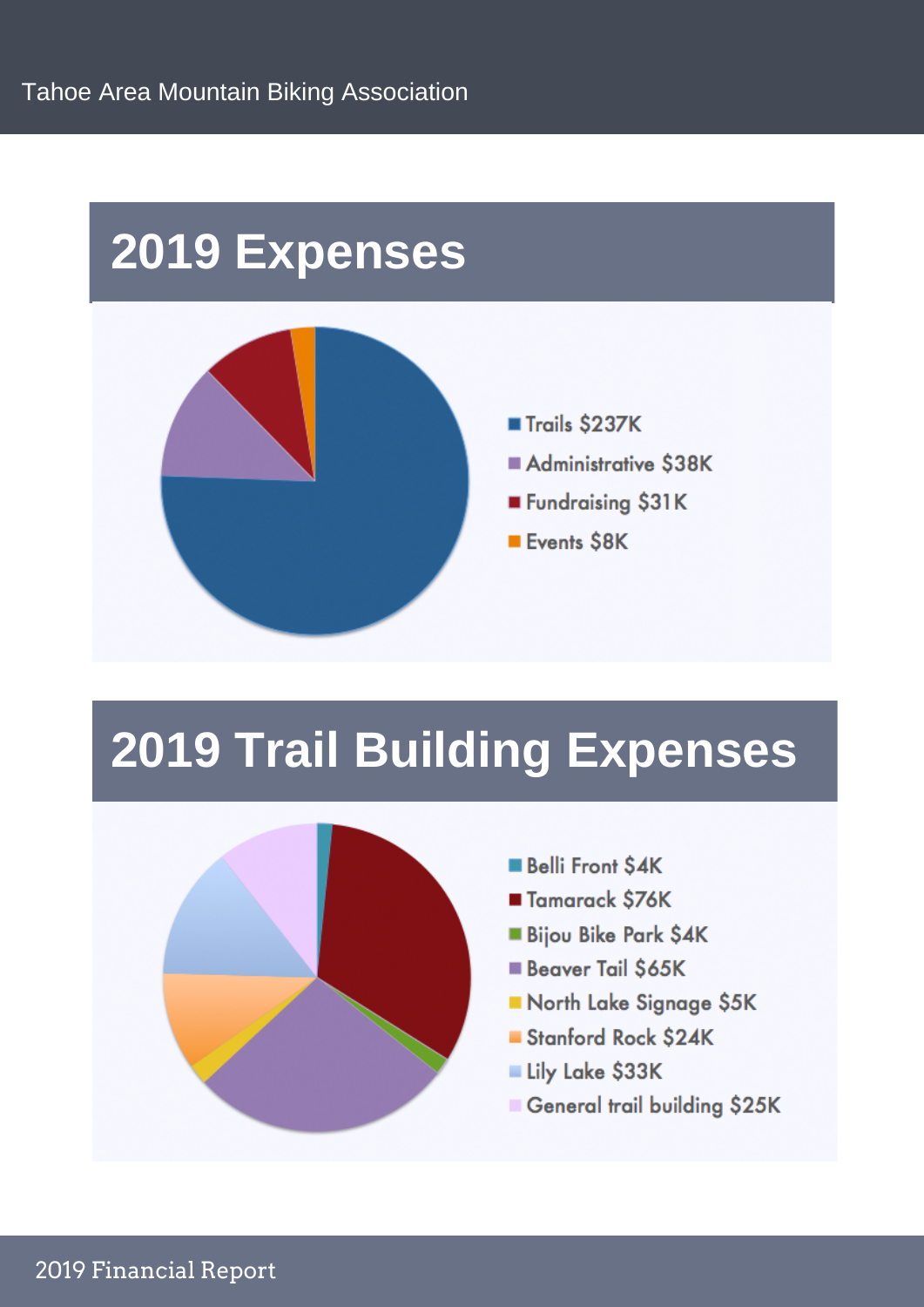# 2019 Expenses

- Trails $237K
- Administrative $38K
- Fundraising $31K
- Events $8K

# 2019 Trail Building Expenses

- Belli Front $4K
- Tamarack $76K
- Bijou Bike Park $4K
- Beaver Tail $65K
- North Lake Signage $5K
- Stanford Rock $24K
- Lily Lake $33K
- General trail building $25K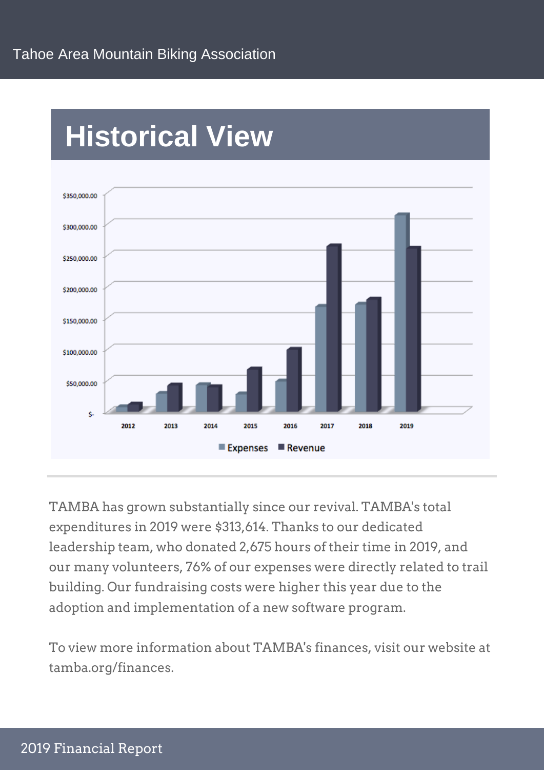# Historical View

$350,000.00
$300,000.00
$250,000.00
$200,000.00
$150,000.00
$100,000.00
$50,000.00
$-

2012
2013
2014
2015
2016
2017
2018
2019

Expenses
Revenue

TAMBA has grown substantially since our revival. TAMBA's total expenditures in 2019 were $313,614. Thanks to our dedicated leadership team, who donated 2,675 hours of their time in 2019, and our many volunteers, 76% of our expenses were directly related to trail building. Our fundraising costs were higher this year due to the adoption and implementation of a new software program.

To view more information about TAMBA's finances, visit our website at tamba.org/finances.